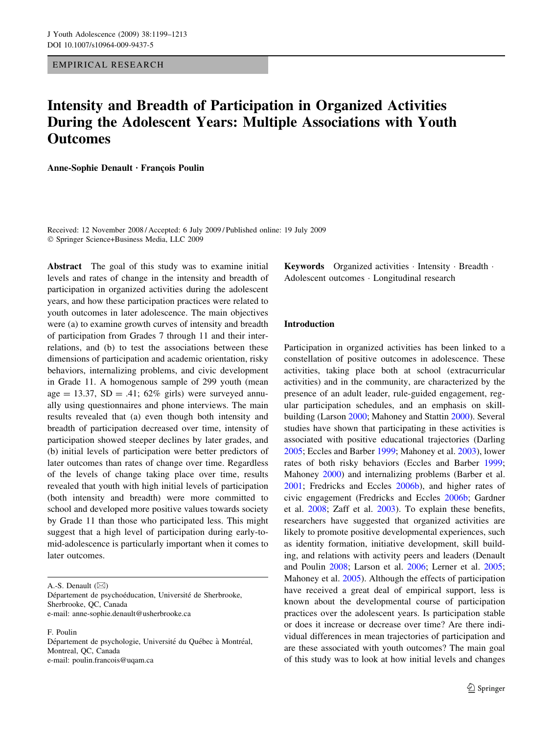EMPIRICAL RESEARCH

# Intensity and Breadth of Participation in Organized Activities During the Adolescent Years: Multiple Associations with Youth Outcomes

**Anne-Sophie Denault · François Poulin**

Received: 12 November 2008 / Accepted: 6 July 2009 / Published online: 19 July 2009
© Springer Science+Business Media, LLC 2009

**Abstract** The goal of this study was to examine initial levels and rates of change in the intensity and breadth of participation in organized activities during the adolescent years, and how these participation practices were related to youth outcomes in later adolescence. The main objectives were (a) to examine growth curves of intensity and breadth of participation from Grades 7 through 11 and their interrelations, and (b) to test the associations between these dimensions of participation and academic orientation, risky behaviors, internalizing problems, and civic development in Grade 11. A homogenous sample of 299 youth (mean age = 13.37, SD = .41; 62% girls) were surveyed annually using questionnaires and phone interviews. The main results revealed that (a) even though both intensity and breadth of participation decreased over time, intensity of participation showed steeper declines by later grades, and (b) initial levels of participation were better predictors of later outcomes than rates of change over time. Regardless of the levels of change taking place over time, results revealed that youth with high initial levels of participation (both intensity and breadth) were more committed to school and developed more positive values towards society by Grade 11 than those who participated less. This might suggest that a high level of participation during early-to-mid-adolescence is particularly important when it comes to later outcomes.

**Keywords** Organized activities · Intensity · Breadth · Adolescent outcomes · Longitudinal research

A.-S. Denault (✉)
Département de psychoéducation, Université de Sherbrooke, Sherbrooke, QC, Canada
e-mail: anne-sophie.denault@usherbrooke.ca

F. Poulin
Département de psychologie, Université du Québec à Montréal, Montreal, QC, Canada
e-mail: poulin.francois@uqam.ca

## Introduction

Participation in organized activities has been linked to a constellation of positive outcomes in adolescence. These activities, taking place both at school (extracurricular activities) and in the community, are characterized by the presence of an adult leader, rule-guided engagement, regular participation schedules, and an emphasis on skill-building (Larson 2000; Mahoney and Stattin 2000). Several studies have shown that participating in these activities is associated with positive educational trajectories (Darling 2005; Eccles and Barber 1999; Mahoney et al. 2003), lower rates of both risky behaviors (Eccles and Barber 1999; Mahoney 2000) and internalizing problems (Barber et al. 2001; Fredricks and Eccles 2006b), and higher rates of civic engagement (Fredricks and Eccles 2006b; Gardner et al. 2008; Zaff et al. 2003). To explain these benefits, researchers have suggested that organized activities are likely to promote positive developmental experiences, such as identity formation, initiative development, skill building, and relations with activity peers and leaders (Denault and Poulin 2008; Larson et al. 2006; Lerner et al. 2005; Mahoney et al. 2005). Although the effects of participation have received a great deal of empirical support, less is known about the developmental course of participation practices over the adolescent years. Is participation stable or does it increase or decrease over time? Are there individual differences in mean trajectories of participation and are these associated with youth outcomes? The main goal of this study was to look at how initial levels and changes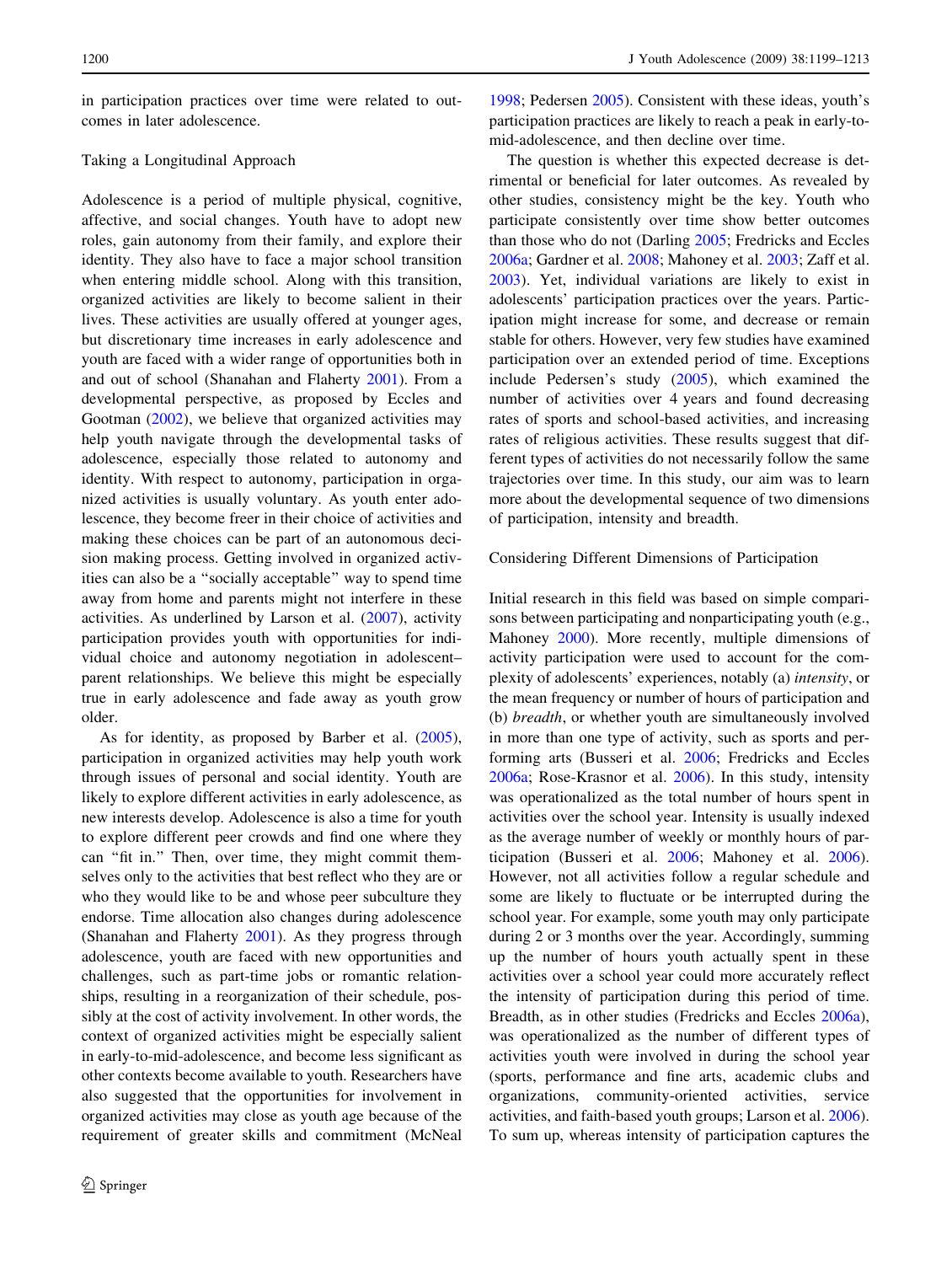in participation practices over time were related to outcomes in later adolescence.

### Taking a Longitudinal Approach

Adolescence is a period of multiple physical, cognitive, affective, and social changes. Youth have to adopt new roles, gain autonomy from their family, and explore their identity. They also have to face a major school transition when entering middle school. Along with this transition, organized activities are likely to become salient in their lives. These activities are usually offered at younger ages, but discretionary time increases in early adolescence and youth are faced with a wider range of opportunities both in and out of school (Shanahan and Flaherty 2001). From a developmental perspective, as proposed by Eccles and Gootman (2002), we believe that organized activities may help youth navigate through the developmental tasks of adolescence, especially those related to autonomy and identity. With respect to autonomy, participation in organized activities is usually voluntary. As youth enter adolescence, they become freer in their choice of activities and making these choices can be part of an autonomous decision making process. Getting involved in organized activities can also be a "socially acceptable" way to spend time away from home and parents might not interfere in these activities. As underlined by Larson et al. (2007), activity participation provides youth with opportunities for individual choice and autonomy negotiation in adolescent–parent relationships. We believe this might be especially true in early adolescence and fade away as youth grow older.

As for identity, as proposed by Barber et al. (2005), participation in organized activities may help youth work through issues of personal and social identity. Youth are likely to explore different activities in early adolescence, as new interests develop. Adolescence is also a time for youth to explore different peer crowds and find one where they can "fit in." Then, over time, they might commit themselves only to the activities that best reflect who they are or who they would like to be and whose peer subculture they endorse. Time allocation also changes during adolescence (Shanahan and Flaherty 2001). As they progress through adolescence, youth are faced with new opportunities and challenges, such as part-time jobs or romantic relationships, resulting in a reorganization of their schedule, possibly at the cost of activity involvement. In other words, the context of organized activities might be especially salient in early-to-mid-adolescence, and become less significant as other contexts become available to youth. Researchers have also suggested that the opportunities for involvement in organized activities may close as youth age because of the requirement of greater skills and commitment (McNeal 1998; Pedersen 2005). Consistent with these ideas, youth's participation practices are likely to reach a peak in early-to-mid-adolescence, and then decline over time.

The question is whether this expected decrease is detrimental or beneficial for later outcomes. As revealed by other studies, consistency might be the key. Youth who participate consistently over time show better outcomes than those who do not (Darling 2005; Fredricks and Eccles 2006a; Gardner et al. 2008; Mahoney et al. 2003; Zaff et al. 2003). Yet, individual variations are likely to exist in adolescents' participation practices over the years. Participation might increase for some, and decrease or remain stable for others. However, very few studies have examined participation over an extended period of time. Exceptions include Pedersen's study (2005), which examined the number of activities over 4 years and found decreasing rates of sports and school-based activities, and increasing rates of religious activities. These results suggest that different types of activities do not necessarily follow the same trajectories over time. In this study, our aim was to learn more about the developmental sequence of two dimensions of participation, intensity and breadth.

### Considering Different Dimensions of Participation

Initial research in this field was based on simple comparisons between participating and nonparticipating youth (e.g., Mahoney 2000). More recently, multiple dimensions of activity participation were used to account for the complexity of adolescents' experiences, notably (a) *intensity*, or the mean frequency or number of hours of participation and (b) *breadth*, or whether youth are simultaneously involved in more than one type of activity, such as sports and performing arts (Busseri et al. 2006; Fredricks and Eccles 2006a; Rose-Krasnor et al. 2006). In this study, intensity was operationalized as the total number of hours spent in activities over the school year. Intensity is usually indexed as the average number of weekly or monthly hours of participation (Busseri et al. 2006; Mahoney et al. 2006). However, not all activities follow a regular schedule and some are likely to fluctuate or be interrupted during the school year. For example, some youth may only participate during 2 or 3 months over the year. Accordingly, summing up the number of hours youth actually spent in these activities over a school year could more accurately reflect the intensity of participation during this period of time. Breadth, as in other studies (Fredricks and Eccles 2006a), was operationalized as the number of different types of activities youth were involved in during the school year (sports, performance and fine arts, academic clubs and organizations, community-oriented activities, service activities, and faith-based youth groups; Larson et al. 2006). To sum up, whereas intensity of participation captures the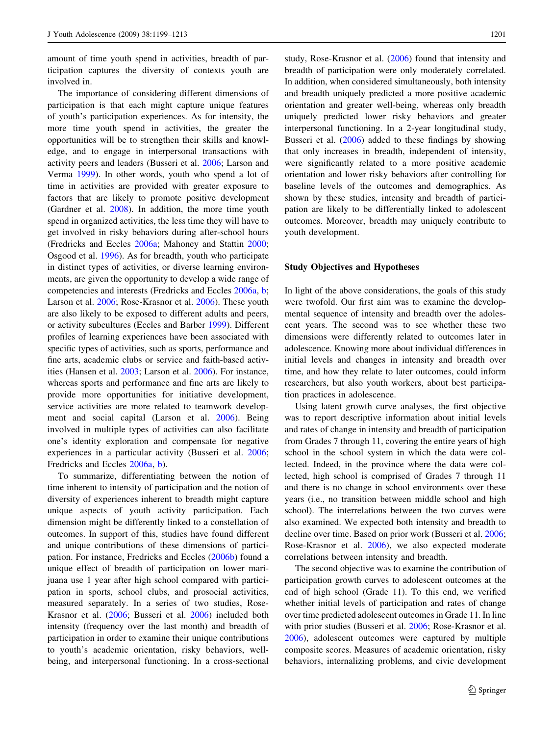amount of time youth spend in activities, breadth of participation captures the diversity of contexts youth are involved in.

The importance of considering different dimensions of participation is that each might capture unique features of youth's participation experiences. As for intensity, the more time youth spend in activities, the greater the opportunities will be to strengthen their skills and knowledge, and to engage in interpersonal transactions with activity peers and leaders (Busseri et al. 2006; Larson and Verma 1999). In other words, youth who spend a lot of time in activities are provided with greater exposure to factors that are likely to promote positive development (Gardner et al. 2008). In addition, the more time youth spend in organized activities, the less time they will have to get involved in risky behaviors during after-school hours (Fredricks and Eccles 2006a; Mahoney and Stattin 2000; Osgood et al. 1996). As for breadth, youth who participate in distinct types of activities, or diverse learning environments, are given the opportunity to develop a wide range of competencies and interests (Fredricks and Eccles 2006a, b; Larson et al. 2006; Rose-Krasnor et al. 2006). These youth are also likely to be exposed to different adults and peers, or activity subcultures (Eccles and Barber 1999). Different profiles of learning experiences have been associated with specific types of activities, such as sports, performance and fine arts, academic clubs or service and faith-based activities (Hansen et al. 2003; Larson et al. 2006). For instance, whereas sports and performance and fine arts are likely to provide more opportunities for initiative development, service activities are more related to teamwork development and social capital (Larson et al. 2006). Being involved in multiple types of activities can also facilitate one's identity exploration and compensate for negative experiences in a particular activity (Busseri et al. 2006; Fredricks and Eccles 2006a, b).

To summarize, differentiating between the notion of time inherent to intensity of participation and the notion of diversity of experiences inherent to breadth might capture unique aspects of youth activity participation. Each dimension might be differently linked to a constellation of outcomes. In support of this, studies have found different and unique contributions of these dimensions of participation. For instance, Fredricks and Eccles (2006b) found a unique effect of breadth of participation on lower marijuana use 1 year after high school compared with participation in sports, school clubs, and prosocial activities, measured separately. In a series of two studies, Rose-Krasnor et al. (2006; Busseri et al. 2006) included both intensity (frequency over the last month) and breadth of participation in order to examine their unique contributions to youth's academic orientation, risky behaviors, well-being, and interpersonal functioning. In a cross-sectional study, Rose-Krasnor et al. (2006) found that intensity and breadth of participation were only moderately correlated. In addition, when considered simultaneously, both intensity and breadth uniquely predicted a more positive academic orientation and greater well-being, whereas only breadth uniquely predicted lower risky behaviors and greater interpersonal functioning. In a 2-year longitudinal study, Busseri et al. (2006) added to these findings by showing that only increases in breadth, independent of intensity, were significantly related to a more positive academic orientation and lower risky behaviors after controlling for baseline levels of the outcomes and demographics. As shown by these studies, intensity and breadth of participation are likely to be differentially linked to adolescent outcomes. Moreover, breadth may uniquely contribute to youth development.

## Study Objectives and Hypotheses

In light of the above considerations, the goals of this study were twofold. Our first aim was to examine the developmental sequence of intensity and breadth over the adolescent years. The second was to see whether these two dimensions were differently related to outcomes later in adolescence. Knowing more about individual differences in initial levels and changes in intensity and breadth over time, and how they relate to later outcomes, could inform researchers, but also youth workers, about best participation practices in adolescence.

Using latent growth curve analyses, the first objective was to report descriptive information about initial levels and rates of change in intensity and breadth of participation from Grades 7 through 11, covering the entire years of high school in the school system in which the data were collected. Indeed, in the province where the data were collected, high school is comprised of Grades 7 through 11 and there is no change in school environments over these years (i.e., no transition between middle school and high school). The interrelations between the two curves were also examined. We expected both intensity and breadth to decline over time. Based on prior work (Busseri et al. 2006; Rose-Krasnor et al. 2006), we also expected moderate correlations between intensity and breadth.

The second objective was to examine the contribution of participation growth curves to adolescent outcomes at the end of high school (Grade 11). To this end, we verified whether initial levels of participation and rates of change over time predicted adolescent outcomes in Grade 11. In line with prior studies (Busseri et al. 2006; Rose-Krasnor et al. 2006), adolescent outcomes were captured by multiple composite scores. Measures of academic orientation, risky behaviors, internalizing problems, and civic development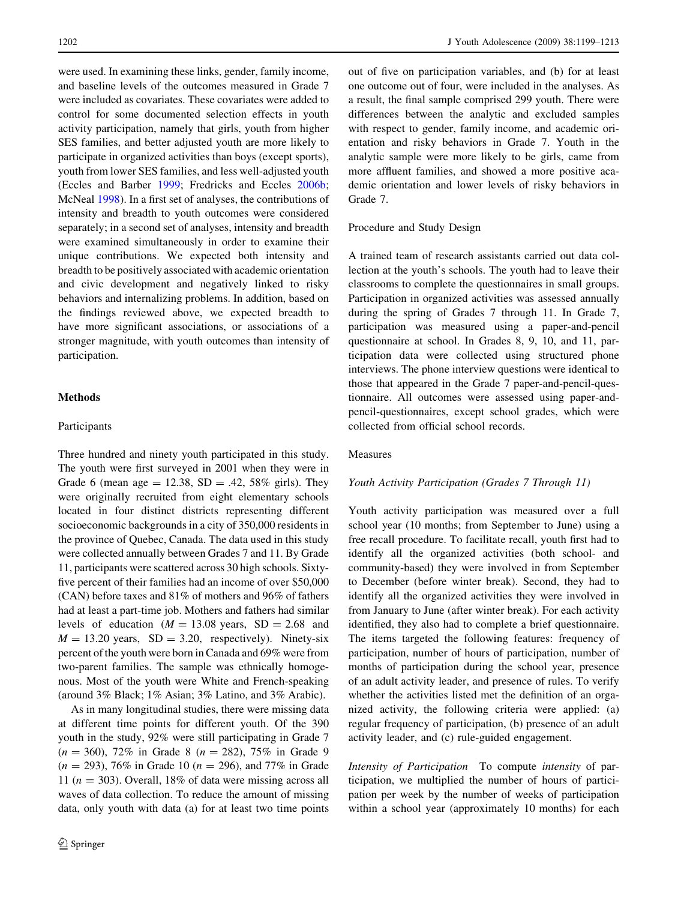were used. In examining these links, gender, family income, and baseline levels of the outcomes measured in Grade 7 were included as covariates. These covariates were added to control for some documented selection effects in youth activity participation, namely that girls, youth from higher SES families, and better adjusted youth are more likely to participate in organized activities than boys (except sports), youth from lower SES families, and less well-adjusted youth (Eccles and Barber 1999; Fredricks and Eccles 2006b; McNeal 1998). In a first set of analyses, the contributions of intensity and breadth to youth outcomes were considered separately; in a second set of analyses, intensity and breadth were examined simultaneously in order to examine their unique contributions. We expected both intensity and breadth to be positively associated with academic orientation and civic development and negatively linked to risky behaviors and internalizing problems. In addition, based on the findings reviewed above, we expected breadth to have more significant associations, or associations of a stronger magnitude, with youth outcomes than intensity of participation.

## Methods

### Participants

Three hundred and ninety youth participated in this study. The youth were first surveyed in 2001 when they were in Grade 6 (mean age = 12.38, SD = .42, 58% girls). They were originally recruited from eight elementary schools located in four distinct districts representing different socioeconomic backgrounds in a city of 350,000 residents in the province of Quebec, Canada. The data used in this study were collected annually between Grades 7 and 11. By Grade 11, participants were scattered across 30 high schools. Sixty-five percent of their families had an income of over $50,000 (CAN) before taxes and 81% of mothers and 96% of fathers had at least a part-time job. Mothers and fathers had similar levels of education ($M = 13.08$ years, $SD = 2.68$ and $M = 13.20$ years, $SD = 3.20$, respectively). Ninety-six percent of the youth were born in Canada and 69% were from two-parent families. The sample was ethnically homogenous. Most of the youth were White and French-speaking (around 3% Black; 1% Asian; 3% Latino, and 3% Arabic).

As in many longitudinal studies, there were missing data at different time points for different youth. Of the 390 youth in the study, 92% were still participating in Grade 7 ($n = 360$), 72% in Grade 8 ($n = 282$), 75% in Grade 9 ($n = 293$), 76% in Grade 10 ($n = 296$), and 77% in Grade 11 ($n = 303$). Overall, 18% of data were missing across all waves of data collection. To reduce the amount of missing data, only youth with data (a) for at least two time points out of five on participation variables, and (b) for at least one outcome out of four, were included in the analyses. As a result, the final sample comprised 299 youth. There were differences between the analytic and excluded samples with respect to gender, family income, and academic orientation and risky behaviors in Grade 7. Youth in the analytic sample were more likely to be girls, came from more affluent families, and showed a more positive academic orientation and lower levels of risky behaviors in Grade 7.

### Procedure and Study Design

A trained team of research assistants carried out data collection at the youth's schools. The youth had to leave their classrooms to complete the questionnaires in small groups. Participation in organized activities was assessed annually during the spring of Grades 7 through 11. In Grade 7, participation was measured using a paper-and-pencil questionnaire at school. In Grades 8, 9, 10, and 11, participation data were collected using structured phone interviews. The phone interview questions were identical to those that appeared in the Grade 7 paper-and-pencil-questionnaire. All outcomes were assessed using paper-and-pencil-questionnaires, except school grades, which were collected from official school records.

### Measures

#### *Youth Activity Participation (Grades 7 Through 11)*

Youth activity participation was measured over a full school year (10 months; from September to June) using a free recall procedure. To facilitate recall, youth first had to identify all the organized activities (both school- and community-based) they were involved in from September to December (before winter break). Second, they had to identify all the organized activities they were involved in from January to June (after winter break). For each activity identified, they also had to complete a brief questionnaire. The items targeted the following features: frequency of participation, number of hours of participation, number of months of participation during the school year, presence of an adult activity leader, and presence of rules. To verify whether the activities listed met the definition of an organized activity, the following criteria were applied: (a) regular frequency of participation, (b) presence of an adult activity leader, and (c) rule-guided engagement.

*Intensity of Participation* To compute *intensity* of participation, we multiplied the number of hours of participation per week by the number of weeks of participation within a school year (approximately 10 months) for each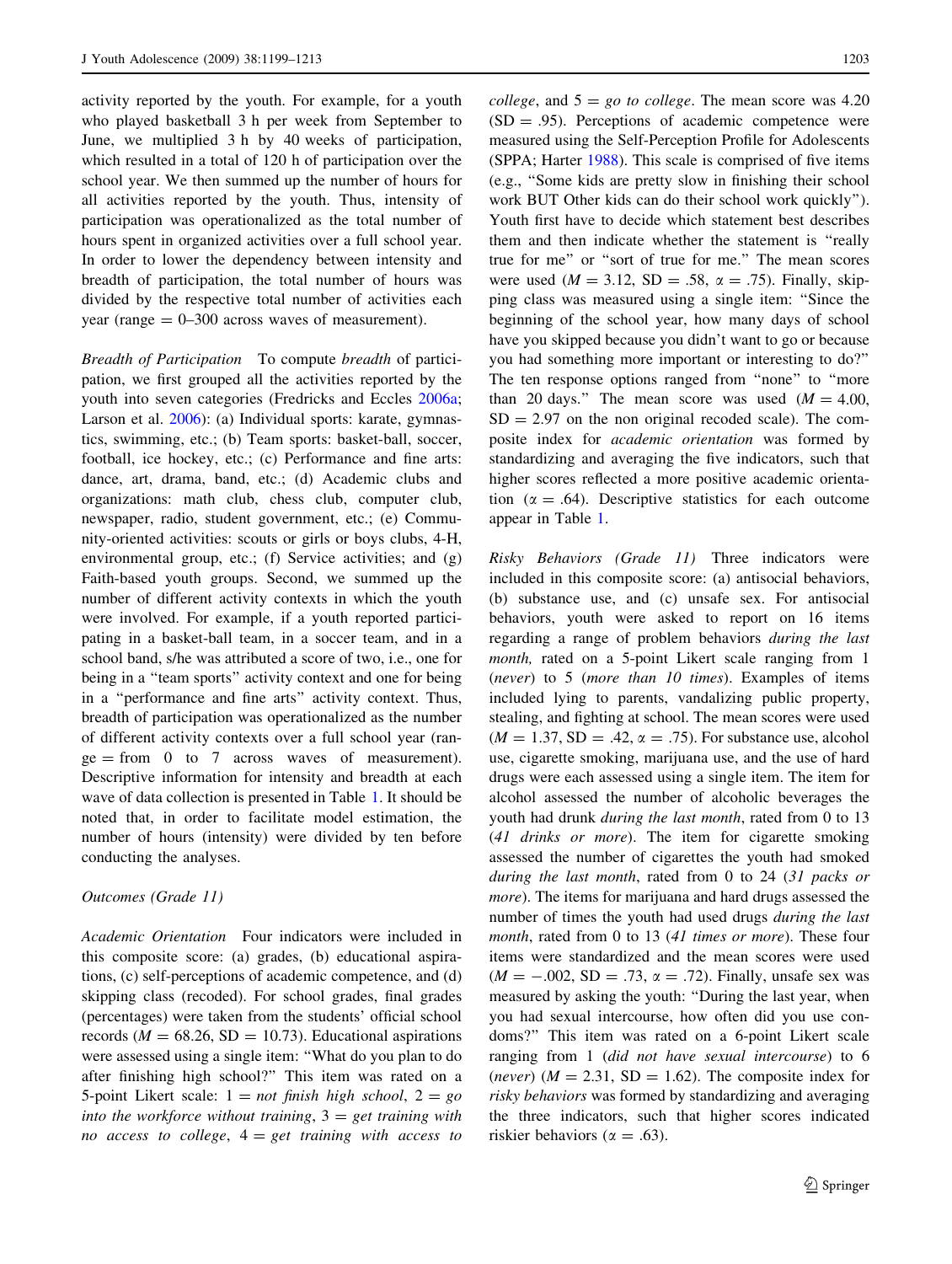activity reported by the youth. For example, for a youth who played basketball 3 h per week from September to June, we multiplied 3 h by 40 weeks of participation, which resulted in a total of 120 h of participation over the school year. We then summed up the number of hours for all activities reported by the youth. Thus, intensity of participation was operationalized as the total number of hours spent in organized activities over a full school year. In order to lower the dependency between intensity and breadth of participation, the total number of hours was divided by the respective total number of activities each year (range = 0–300 across waves of measurement).

*Breadth of Participation* To compute *breadth* of participation, we first grouped all the activities reported by the youth into seven categories (Fredricks and Eccles 2006a; Larson et al. 2006): (a) Individual sports: karate, gymnastics, swimming, etc.; (b) Team sports: basket-ball, soccer, football, ice hockey, etc.; (c) Performance and fine arts: dance, art, drama, band, etc.; (d) Academic clubs and organizations: math club, chess club, computer club, newspaper, radio, student government, etc.; (e) Community-oriented activities: scouts or girls or boys clubs, 4-H, environmental group, etc.; (f) Service activities; and (g) Faith-based youth groups. Second, we summed up the number of different activity contexts in which the youth were involved. For example, if a youth reported participating in a basket-ball team, in a soccer team, and in a school band, s/he was attributed a score of two, i.e., one for being in a "team sports" activity context and one for being in a "performance and fine arts" activity context. Thus, breadth of participation was operationalized as the number of different activity contexts over a full school year (range = from 0 to 7 across waves of measurement). Descriptive information for intensity and breadth at each wave of data collection is presented in Table 1. It should be noted that, in order to facilitate model estimation, the number of hours (intensity) were divided by ten before conducting the analyses.

*Outcomes (Grade 11)*

*Academic Orientation* Four indicators were included in this composite score: (a) grades, (b) educational aspirations, (c) self-perceptions of academic competence, and (d) skipping class (recoded). For school grades, final grades (percentages) were taken from the students' official school records ($M = 68.26$, $SD = 10.73$). Educational aspirations were assessed using a single item: "What do you plan to do after finishing high school?" This item was rated on a 5-point Likert scale: 1 = *not finish high school*, 2 = *go into the workforce without training*, 3 = *get training with no access to college*, 4 = *get training with access to college*, and 5 = *go to college*. The mean score was 4.20 ($SD = .95$). Perceptions of academic competence were measured using the Self-Perception Profile for Adolescents (SPPA; Harter 1988). This scale is comprised of five items (e.g., "Some kids are pretty slow in finishing their school work BUT Other kids can do their school work quickly"). Youth first have to decide which statement best describes them and then indicate whether the statement is "really true for me" or "sort of true for me." The mean scores were used ($M = 3.12$, $SD = .58$, $\alpha = .75$). Finally, skipping class was measured using a single item: "Since the beginning of the school year, how many days of school have you skipped because you didn't want to go or because you had something more important or interesting to do?" The ten response options ranged from "none" to "more than 20 days." The mean score was used ($M = 4.00$, $SD = 2.97$ on the non original recoded scale). The composite index for *academic orientation* was formed by standardizing and averaging the five indicators, such that higher scores reflected a more positive academic orientation ($\alpha = .64$). Descriptive statistics for each outcome appear in Table 1.

*Risky Behaviors (Grade 11)* Three indicators were included in this composite score: (a) antisocial behaviors, (b) substance use, and (c) unsafe sex. For antisocial behaviors, youth were asked to report on 16 items regarding a range of problem behaviors *during the last month,* rated on a 5-point Likert scale ranging from 1 (*never*) to 5 (*more than 10 times*). Examples of items included lying to parents, vandalizing public property, stealing, and fighting at school. The mean scores were used ($M = 1.37$, $SD = .42$, $\alpha = .75$). For substance use, alcohol use, cigarette smoking, marijuana use, and the use of hard drugs were each assessed using a single item. The item for alcohol assessed the number of alcoholic beverages the youth had drunk *during the last month*, rated from 0 to 13 (*41 drinks or more*). The item for cigarette smoking assessed the number of cigarettes the youth had smoked *during the last month*, rated from 0 to 24 (*31 packs or more*). The items for marijuana and hard drugs assessed the number of times the youth had used drugs *during the last month*, rated from 0 to 13 (*41 times or more*). These four items were standardized and the mean scores were used ($M = -.002$, $SD = .73$, $\alpha = .72$). Finally, unsafe sex was measured by asking the youth: "During the last year, when you had sexual intercourse, how often did you use condoms?" This item was rated on a 6-point Likert scale ranging from 1 (*did not have sexual intercourse*) to 6 (*never*) ($M = 2.31$, $SD = 1.62$). The composite index for *risky behaviors* was formed by standardizing and averaging the three indicators, such that higher scores indicated riskier behaviors ($\alpha = .63$).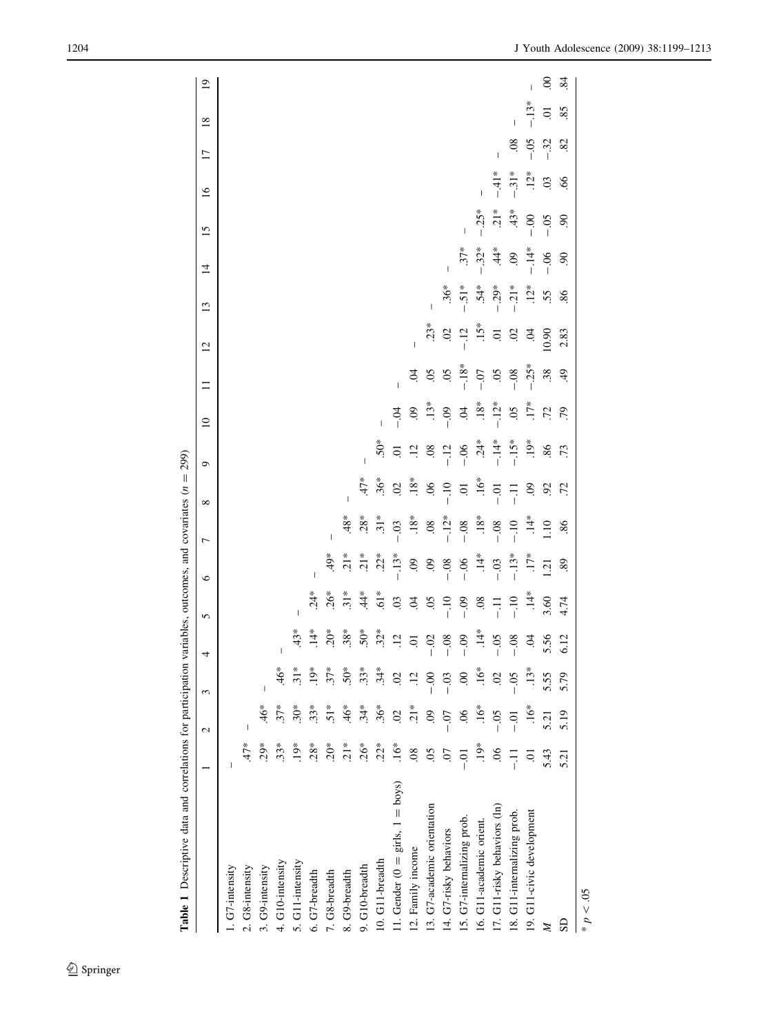**Table 1** Descriptive data and correlations for participation variables, outcomes, and covariates ($n = 299$)

| | 1 | 2 | 3 | 4 | 5 | 6 | 7 | 8 | 9 | 10 | 11 | 12 | 13 | 14 | 15 | 16 | 17 | 18 | 19 |
|---|---|---|---|---|---|---|---|---|---|---|---|---|---|---|---|---|---|---|---|
| 1. G7-intensity | – | | | | | | | | | | | | | | | | | | |
| 2. G8-intensity | .47* | – | | | | | | | | | | | | | | | | | |
| 3. G9-intensity | .29* | .46* | – | | | | | | | | | | | | | | | | |
| 4. G10-intensity | .33* | .37* | .46* | – | | | | | | | | | | | | | | | |
| 5. G11-intensity | .19* | .30* | .31* | .43* | – | | | | | | | | | | | | | | |
| 6. G7-breadth | .28* | .33* | .19* | .14* | .24* | – | | | | | | | | | | | | | |
| 7. G8-breadth | .20* | .51* | .37* | .20* | .26* | .49* | – | | | | | | | | | | | | |
| 8. G9-breadth | .21* | .46* | .50* | .38* | .31* | .21* | .48* | – | | | | | | | | | | | |
| 9. G10-breadth | .26* | .34* | .33* | .50* | .44* | .21* | .28* | .47* | – | | | | | | | | | | |
| 10. G11-breadth | .22* | .36* | .34* | .32* | .61* | .22* | .31* | .36* | .50* | – | | | | | | | | | |
| 11. Gender (0 = girls, 1 = boys) | .16* | .02 | .02 | .12 | .03 | −.13* | −.03 | .02 | .01 | −.04 | – | | | | | | | | |
| 12. Family income | .08 | .21* | .12 | .01 | .04 | .09 | .18* | .18* | .12 | .09 | .04 | – | | | | | | | |
| 13. G7-academic orientation | .05 | .09 | −.00 | −.02 | .05 | .09 | .08 | .06 | .08 | .13* | .05 | .23* | – | | | | | | |
| 14. G7-risky behaviors | .07 | −.07 | −.03 | −.08 | −.10 | −.08 | −.12* | −.10 | −.12 | −.09 | .05 | .02 | .36* | – | | | | | |
| 15. G7-internalizing prob. | −.01 | .06 | .00 | −.09 | −.09 | −.06 | −.08 | .01 | −.06 | .04 | −.18* | −.12 | −.51* | .37* | – | | | | |
| 16. G11-academic orient. | .19* | .16* | .16* | .14* | .08 | .14* | .18* | .16* | .24* | .18* | −.07 | .15* | .54* | −.32* | −.25* | – | | | |
| 17. G11-risky behaviors (ln) | .06 | −.05 | .02 | −.05 | −.11 | −.03 | −.08 | −.01 | −.14* | −.12* | .05 | .01 | −.29* | .44* | .21* | −.41* | – | | |
| 18. G11-internalizing prob. | −.11 | −.01 | −.05 | −.08 | −.10 | −.13* | −.10 | −.11 | −.15* | .05 | −.08 | .02 | −.21* | .09 | .43* | −.31* | .08 | – | |
| 19. G11-civic development | .01 | .16* | .13* | .04 | .14* | .17* | .14* | .09 | .19* | .17* | −.25* | .04 | .12* | −.14* | −.00 | .12* | −.05 | −.13* | – |
| M | 5.43 | 5.21 | 5.55 | 5.56 | 3.60 | 1.21 | 1.10 | .92 | .86 | .72 | .38 | 10.90 | .55 | −.06 | −.05 | .03 | −.32 | .01 | .00 |
| SD | 5.21 | 5.19 | 5.79 | 6.12 | 4.74 | .89 | .86 | .72 | .73 | .79 | .49 | 2.83 | .86 | .90 | .90 | .66 | .82 | .85 | .84 |

\* $p < .05$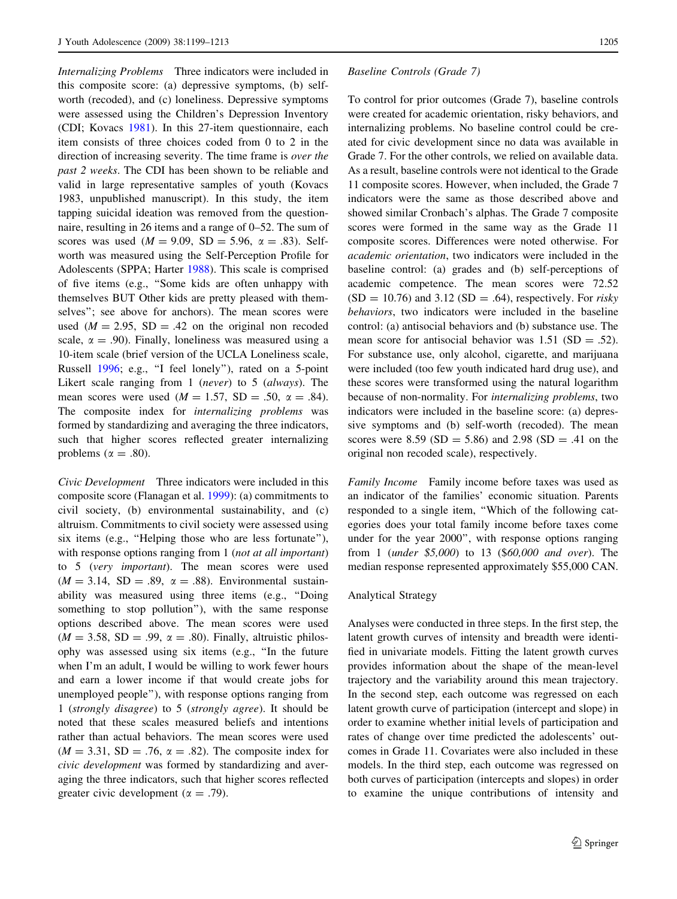*Internalizing Problems* Three indicators were included in this composite score: (a) depressive symptoms, (b) self-worth (recoded), and (c) loneliness. Depressive symptoms were assessed using the Children's Depression Inventory (CDI; Kovacs 1981). In this 27-item questionnaire, each item consists of three choices coded from 0 to 2 in the direction of increasing severity. The time frame is *over the past 2 weeks*. The CDI has been shown to be reliable and valid in large representative samples of youth (Kovacs 1983, unpublished manuscript). In this study, the item tapping suicidal ideation was removed from the questionnaire, resulting in 26 items and a range of 0–52. The sum of scores was used ($M = 9.09$, $SD = 5.96$, $\alpha = .83$). Self-worth was measured using the Self-Perception Profile for Adolescents (SPPA; Harter 1988). This scale is comprised of five items (e.g., "Some kids are often unhappy with themselves BUT Other kids are pretty pleased with themselves"; see above for anchors). The mean scores were used ($M = 2.95$, $SD = .42$ on the original non recoded scale, $\alpha = .90$). Finally, loneliness was measured using a 10-item scale (brief version of the UCLA Loneliness scale, Russell 1996; e.g., "I feel lonely"), rated on a 5-point Likert scale ranging from 1 (*never*) to 5 (*always*). The mean scores were used ($M = 1.57$, $SD = .50$, $\alpha = .84$). The composite index for *internalizing problems* was formed by standardizing and averaging the three indicators, such that higher scores reflected greater internalizing problems ($\alpha = .80$).

*Civic Development* Three indicators were included in this composite score (Flanagan et al. 1999): (a) commitments to civil society, (b) environmental sustainability, and (c) altruism. Commitments to civil society were assessed using six items (e.g., "Helping those who are less fortunate"), with response options ranging from 1 (*not at all important*) to 5 (*very important*). The mean scores were used ($M = 3.14$, $SD = .89$, $\alpha = .88$). Environmental sustainability was measured using three items (e.g., "Doing something to stop pollution"), with the same response options described above. The mean scores were used ($M = 3.58$, $SD = .99$, $\alpha = .80$). Finally, altruistic philosophy was assessed using six items (e.g., "In the future when I'm an adult, I would be willing to work fewer hours and earn a lower income if that would create jobs for unemployed people"), with response options ranging from 1 (*strongly disagree*) to 5 (*strongly agree*). It should be noted that these scales measured beliefs and intentions rather than actual behaviors. The mean scores were used ($M = 3.31$, $SD = .76$, $\alpha = .82$). The composite index for *civic development* was formed by standardizing and averaging the three indicators, such that higher scores reflected greater civic development ($\alpha = .79$).

### Baseline Controls (Grade 7)

To control for prior outcomes (Grade 7), baseline controls were created for academic orientation, risky behaviors, and internalizing problems. No baseline control could be created for civic development since no data was available in Grade 7. For the other controls, we relied on available data. As a result, baseline controls were not identical to the Grade 11 composite scores. However, when included, the Grade 7 indicators were the same as those described above and showed similar Cronbach's alphas. The Grade 7 composite scores were formed in the same way as the Grade 11 composite scores. Differences were noted otherwise. For *academic orientation*, two indicators were included in the baseline control: (a) grades and (b) self-perceptions of academic competence. The mean scores were 72.52 ($SD = 10.76$) and 3.12 ($SD = .64$), respectively. For *risky behaviors*, two indicators were included in the baseline control: (a) antisocial behaviors and (b) substance use. The mean score for antisocial behavior was 1.51 ($SD = .52$). For substance use, only alcohol, cigarette, and marijuana were included (too few youth indicated hard drug use), and these scores were transformed using the natural logarithm because of non-normality. For *internalizing problems*, two indicators were included in the baseline score: (a) depressive symptoms and (b) self-worth (recoded). The mean scores were 8.59 ($SD = 5.86$) and 2.98 ($SD = .41$ on the original non recoded scale), respectively.

*Family Income* Family income before taxes was used as an indicator of the families' economic situation. Parents responded to a single item, "Which of the following categories does your total family income before taxes come under for the year 2000", with response options ranging from 1 (*under \$5,000*) to 13 (*\$60,000 and over*). The median response represented approximately \$55,000 CAN.

### Analytical Strategy

Analyses were conducted in three steps. In the first step, the latent growth curves of intensity and breadth were identified in univariate models. Fitting the latent growth curves provides information about the shape of the mean-level trajectory and the variability around this mean trajectory. In the second step, each outcome was regressed on each latent growth curve of participation (intercept and slope) in order to examine whether initial levels of participation and rates of change over time predicted the adolescents' outcomes in Grade 11. Covariates were also included in these models. In the third step, each outcome was regressed on both curves of participation (intercepts and slopes) in order to examine the unique contributions of intensity and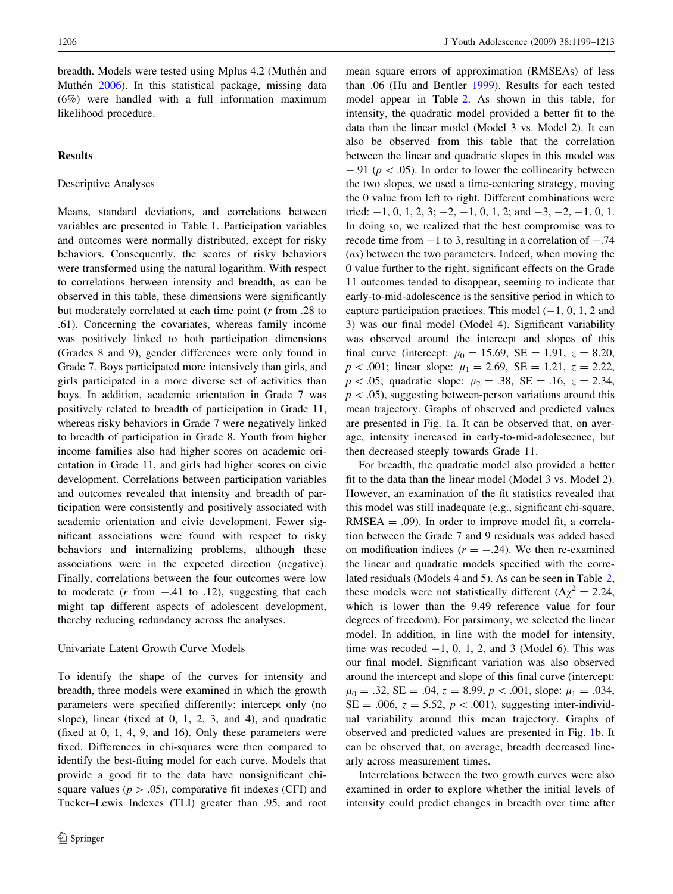breadth. Models were tested using Mplus 4.2 (Muthén and Muthén 2006). In this statistical package, missing data (6%) were handled with a full information maximum likelihood procedure.

## Results

### Descriptive Analyses

Means, standard deviations, and correlations between variables are presented in Table 1. Participation variables and outcomes were normally distributed, except for risky behaviors. Consequently, the scores of risky behaviors were transformed using the natural logarithm. With respect to correlations between intensity and breadth, as can be observed in this table, these dimensions were significantly but moderately correlated at each time point ($r$ from .28 to .61). Concerning the covariates, whereas family income was positively linked to both participation dimensions (Grades 8 and 9), gender differences were only found in Grade 7. Boys participated more intensively than girls, and girls participated in a more diverse set of activities than boys. In addition, academic orientation in Grade 7 was positively related to breadth of participation in Grade 11, whereas risky behaviors in Grade 7 were negatively linked to breadth of participation in Grade 8. Youth from higher income families also had higher scores on academic orientation in Grade 11, and girls had higher scores on civic development. Correlations between participation variables and outcomes revealed that intensity and breadth of participation were consistently and positively associated with academic orientation and civic development. Fewer significant associations were found with respect to risky behaviors and internalizing problems, although these associations were in the expected direction (negative). Finally, correlations between the four outcomes were low to moderate ($r$ from $-.41$ to .12), suggesting that each might tap different aspects of adolescent development, thereby reducing redundancy across the analyses.

### Univariate Latent Growth Curve Models

To identify the shape of the curves for intensity and breadth, three models were examined in which the growth parameters were specified differently: intercept only (no slope), linear (fixed at 0, 1, 2, 3, and 4), and quadratic (fixed at 0, 1, 4, 9, and 16). Only these parameters were fixed. Differences in chi-squares were then compared to identify the best-fitting model for each curve. Models that provide a good fit to the data have nonsignificant chi-square values ($p > .05$), comparative fit indexes (CFI) and Tucker–Lewis Indexes (TLI) greater than .95, and root mean square errors of approximation (RMSEAs) of less than .06 (Hu and Bentler 1999). Results for each tested model appear in Table 2. As shown in this table, for intensity, the quadratic model provided a better fit to the data than the linear model (Model 3 vs. Model 2). It can also be observed from this table that the correlation between the linear and quadratic slopes in this model was $-.91$ ($p < .05$). In order to lower the collinearity between the two slopes, we used a time-centering strategy, moving the 0 value from left to right. Different combinations were tried: $-1$, 0, 1, 2, 3; $-2$, $-1$, 0, 1, 2; and $-3$, $-2$, $-1$, 0, 1. In doing so, we realized that the best compromise was to recode time from $-1$ to 3, resulting in a correlation of $-.74$ (*ns*) between the two parameters. Indeed, when moving the 0 value further to the right, significant effects on the Grade 11 outcomes tended to disappear, seeming to indicate that early-to-mid-adolescence is the sensitive period in which to capture participation practices. This model ($-1$, 0, 1, 2 and 3) was our final model (Model 4). Significant variability was observed around the intercept and slopes of this final curve (intercept: $\mu_0 = 15.69$, SE = 1.91, $z = 8.20$, $p < .001$; linear slope: $\mu_1 = 2.69$, SE = 1.21, $z = 2.22$, $p < .05$; quadratic slope: $\mu_2 = .38$, SE = .16, $z = 2.34$, $p < .05$), suggesting between-person variations around this mean trajectory. Graphs of observed and predicted values are presented in Fig. 1a. It can be observed that, on average, intensity increased in early-to-mid-adolescence, but then decreased steeply towards Grade 11.

For breadth, the quadratic model also provided a better fit to the data than the linear model (Model 3 vs. Model 2). However, an examination of the fit statistics revealed that this model was still inadequate (e.g., significant chi-square, RMSEA = .09). In order to improve model fit, a correlation between the Grade 7 and 9 residuals was added based on modification indices ($r = -.24$). We then re-examined the linear and quadratic models specified with the correlated residuals (Models 4 and 5). As can be seen in Table 2, these models were not statistically different ($\Delta\chi^2 = 2.24$, which is lower than the 9.49 reference value for four degrees of freedom). For parsimony, we selected the linear model. In addition, in line with the model for intensity, time was recoded $-1$, 0, 1, 2, and 3 (Model 6). This was our final model. Significant variation was also observed around the intercept and slope of this final curve (intercept: $\mu_0 = .32$, SE = .04, $z = 8.99$, $p < .001$, slope: $\mu_1 = .034$, SE = .006, $z = 5.52$, $p < .001$), suggesting inter-individual variability around this mean trajectory. Graphs of observed and predicted values are presented in Fig. 1b. It can be observed that, on average, breadth decreased linearly across measurement times.

Interrelations between the two growth curves were also examined in order to explore whether the initial levels of intensity could predict changes in breadth over time after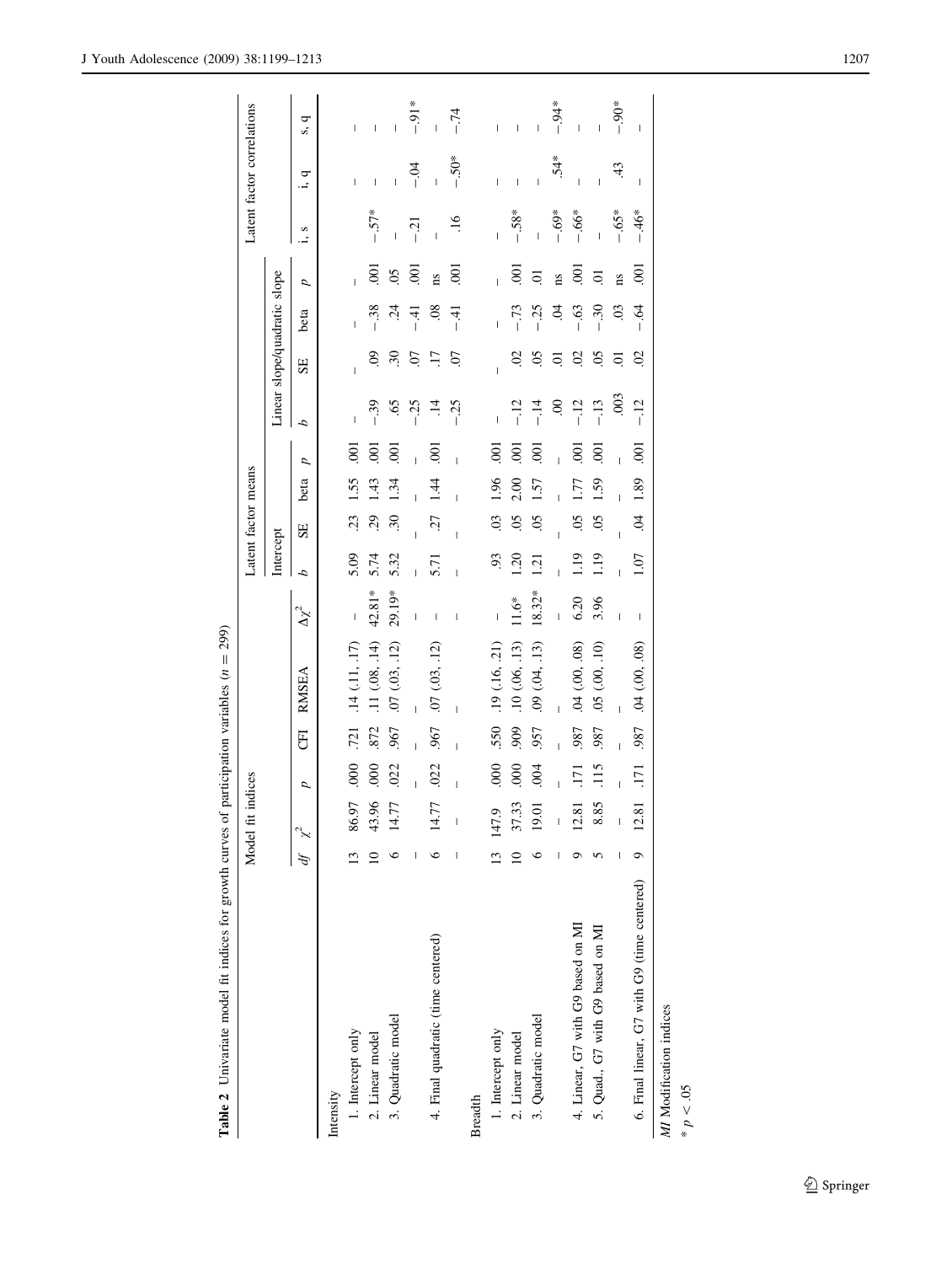**Table 2** Univariate model fit indices for growth curves of participation variables ($n = 299$)

| | Model fit indices | | | | | | Latent factor means | | | | | | | | Latent factor correlations | | |
|---|---|---|---|---|---|---|---|---|---|---|---|---|---|---|---|---|---|
| | | | | | | | Intercept | | | | Linear slope/quadratic slope | | | | | | |
| | *df* | $\chi^2$ | *p* | CFI | RMSEA | $\Delta\chi^2$ | *b* | SE | beta | *p* | *b* | SE | beta | *p* | i, s | i, q | s, q |
| Intensity | | | | | | | | | | | | | | | | | |
| 1. Intercept only | 13 | 86.97 | .000 | .721 | .14 (.11, .17) | – | 5.09 | .23 | 1.55 | .001 | – | – | – | – | | – | – |
| 2. Linear model | 10 | 43.96 | .000 | .872 | .11 (.08, .14) | 42.81* | 5.74 | .29 | 1.43 | .001 | –.39 | .09 | –.38 | .001 | –.57* | – | – |
| 3. Quadratic model | 6 | 14.77 | .022 | .967 | .07 (.03, .12) | 29.19* | 5.32 | .30 | 1.34 | .001 | .65 | .30 | .24 | .05 | – | – | – |
| | – | – | – | – | – | – | – | – | – | – | –.25 | .07 | –.41 | .001 | –.21 | –.04 | –.91* |
| 4. Final quadratic (time centered) | 6 | 14.77 | .022 | .967 | .07 (.03, .12) | – | 5.71 | .27 | 1.44 | .001 | .14 | .17 | .08 | ns | – | – | – |
| | – | – | – | – | – | – | – | – | – | – | –.25 | .07 | –.41 | .001 | .16 | –.50* | –.74 |
| Breadth | | | | | | | | | | | | | | | | | |
| 1. Intercept only | 13 | 147.9 | .000 | .550 | .19 (.16, .21) | – | .93 | .03 | 1.96 | .001 | – | – | – | – | – | – | – |
| 2. Linear model | 10 | 37.33 | .000 | .909 | .10 (.06, .13) | 11.6* | 1.20 | .05 | 2.00 | .001 | –.12 | .02 | –.73 | .001 | –.58* | – | – |
| 3. Quadratic model | 6 | 19.01 | .004 | .957 | .09 (.04, .13) | 18.32* | 1.21 | .05 | 1.57 | .001 | –.14 | .05 | –.25 | .01 | – | – | – |
| | – | – | – | – | – | – | – | – | – | – | .00 | .01 | .04 | ns | –.69* | .54* | –.94* |
| 4. Linear, G7 with G9 based on MI | 9 | 12.81 | .171 | .987 | .04 (.00, .08) | 6.20 | 1.19 | .05 | 1.77 | .001 | –.12 | .02 | –.63 | .001 | –.66* | – | – |
| 5. Quad., G7 with G9 based on MI | 5 | 8.85 | .115 | .987 | .05 (.00, .10) | 3.96 | 1.19 | .05 | 1.59 | .001 | –.13 | .05 | –.30 | .01 | – | – | – |
| | – | – | – | – | – | – | – | – | – | – | .003 | .01 | .03 | ns | –.65* | .43 | –.90* |
| 6. Final linear, G7 with G9 (time centered) | 9 | 12.81 | .171 | .987 | .04 (.00, .08) | – | 1.07 | .04 | 1.89 | .001 | –.12 | .02 | –.64 | .001 | –.46* | – | – |

*MI* Modification indices

\* $p < .05$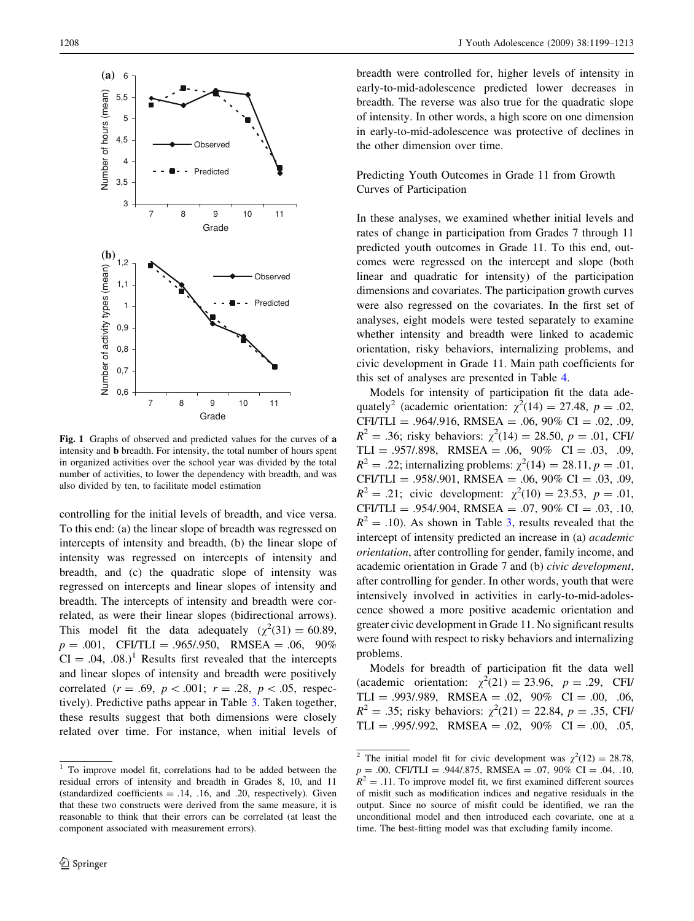Fig. 1 Graphs of observed and predicted values for the curves of **a** intensity and **b** breadth. For intensity, the total number of hours spent in organized activities over the school year was divided by the total number of activities, to lower the dependency with breadth, and was also divided by ten, to facilitate model estimation

controlling for the initial levels of breadth, and vice versa. To this end: (a) the linear slope of breadth was regressed on intercepts of intensity and breadth, (b) the linear slope of intensity was regressed on intercepts of intensity and breadth, and (c) the quadratic slope of intensity was regressed on intercepts and linear slopes of intensity and breadth. The intercepts of intensity and breadth were correlated, as were their linear slopes (bidirectional arrows). This model fit the data adequately ($\chi^2(31) = 60.89$, $p = .001$, CFI/TLI = .965/.950, RMSEA = .06, 90% CI = .04, .08.)[1] Results first revealed that the intercepts and linear slopes of intensity and breadth were positively correlated ($r = .69$, $p < .001$; $r = .28$, $p < .05$, respectively). Predictive paths appear in Table 3. Taken together, these results suggest that both dimensions were closely related over time. For instance, when initial levels of breadth were controlled for, higher levels of intensity in early-to-mid-adolescence predicted lower decreases in breadth. The reverse was also true for the quadratic slope of intensity. In other words, a high score on one dimension in early-to-mid-adolescence was protective of declines in the other dimension over time.

## Predicting Youth Outcomes in Grade 11 from Growth Curves of Participation

In these analyses, we examined whether initial levels and rates of change in participation from Grades 7 through 11 predicted youth outcomes in Grade 11. To this end, outcomes were regressed on the intercept and slope (both linear and quadratic for intensity) of the participation dimensions and covariates. The participation growth curves were also regressed on the covariates. In the first set of analyses, eight models were tested separately to examine whether intensity and breadth were linked to academic orientation, risky behaviors, internalizing problems, and civic development in Grade 11. Main path coefficients for this set of analyses are presented in Table 4.

Models for intensity of participation fit the data adequately[2] (academic orientation: $\chi^2(14) = 27.48$, $p = .02$, CFI/TLI = .964/.916, RMSEA = .06, 90% CI = .02, .09, $R^2 = .36$; risky behaviors: $\chi^2(14) = 28.50$, $p = .01$, CFI/TLI = .957/.898, RMSEA = .06, 90% CI = .03, .09, $R^2 = .22$; internalizing problems: $\chi^2(14) = 28.11$, $p = .01$, CFI/TLI = .958/.901, RMSEA = .06, 90% CI = .03, .09, $R^2 = .21$; civic development: $\chi^2(10) = 23.53$, $p = .01$, CFI/TLI = .954/.904, RMSEA = .07, 90% CI = .03, .10, $R^2 = .10$). As shown in Table 3, results revealed that the intercept of intensity predicted an increase in (a) *academic orientation*, after controlling for gender, family income, and academic orientation in Grade 7 and (b) *civic development*, after controlling for gender. In other words, youth that were intensively involved in activities in early-to-mid-adolescence showed a more positive academic orientation and greater civic development in Grade 11. No significant results were found with respect to risky behaviors and internalizing problems.

Models for breadth of participation fit the data well (academic orientation: $\chi^2(21) = 23.96$, $p = .29$, CFI/TLI = .993/.989, RMSEA = .02, 90% CI = .00, .06, $R^2 = .35$; risky behaviors: $\chi^2(21) = 22.84$, $p = .35$, CFI/TLI = .995/.992, RMSEA = .02, 90% CI = .00, .05,

---

[1] To improve model fit, correlations had to be added between the residual errors of intensity and breadth in Grades 8, 10, and 11 (standardized coefficients = .14, .16, and .20, respectively). Given that these two constructs were derived from the same measure, it is reasonable to think that their errors can be correlated (at least the component associated with measurement errors).

[2] The initial model fit for civic development was $\chi^2(12) = 28.78$, $p = .00$, CFI/TLI = .944/.875, RMSEA = .07, 90% CI = .04, .10, $R^2 = .11$. To improve model fit, we first examined different sources of misfit such as modification indices and negative residuals in the output. Since no source of misfit could be identified, we ran the unconditional model and then introduced each covariate, one at a time. The best-fitting model was that excluding family income.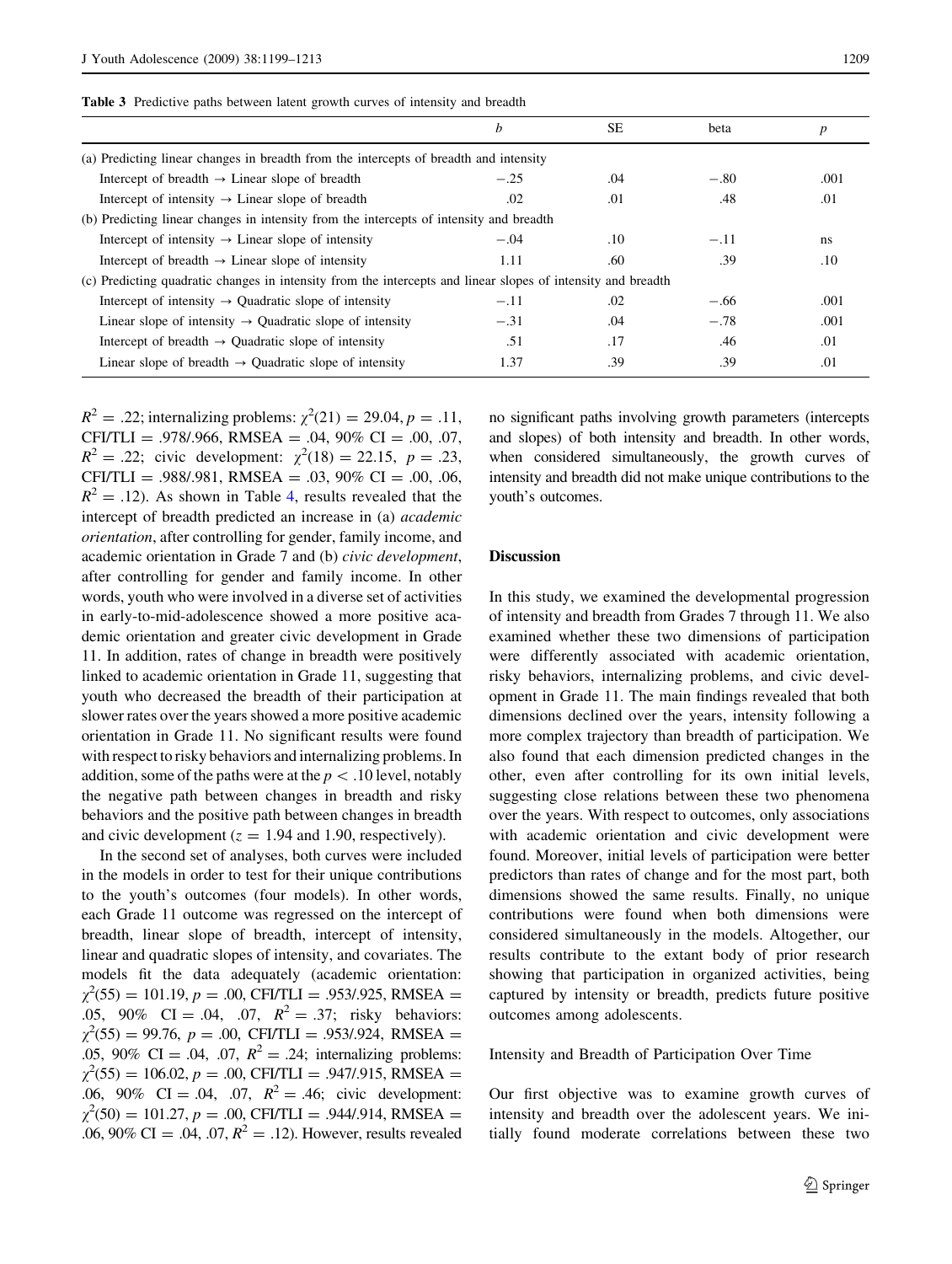**Table 3** Predictive paths between latent growth curves of intensity and breadth

| | *b* | SE | beta | *p* |
|---|---|---|---|---|
| (a) Predicting linear changes in breadth from the intercepts of breadth and intensity | | | | |
| Intercept of breadth → Linear slope of breadth | −.25 | .04 | −.80 | .001 |
| Intercept of intensity → Linear slope of breadth | .02 | .01 | .48 | .01 |
| (b) Predicting linear changes in intensity from the intercepts of intensity and breadth | | | | |
| Intercept of intensity → Linear slope of intensity | −.04 | .10 | −.11 | ns |
| Intercept of breadth → Linear slope of intensity | 1.11 | .60 | .39 | .10 |
| (c) Predicting quadratic changes in intensity from the intercepts and linear slopes of intensity and breadth | | | | |
| Intercept of intensity → Quadratic slope of intensity | −.11 | .02 | −.66 | .001 |
| Linear slope of intensity → Quadratic slope of intensity | −.31 | .04 | −.78 | .001 |
| Intercept of breadth → Quadratic slope of intensity | .51 | .17 | .46 | .01 |
| Linear slope of breadth → Quadratic slope of intensity | 1.37 | .39 | .39 | .01 |

$R^2 = .22$; internalizing problems: $\chi^2(21) = 29.04, p = .11$, CFI/TLI = .978/.966, RMSEA = .04, 90% CI = .00, .07, $R^2 = .22$; civic development: $\chi^2(18) = 22.15$, $p = .23$, CFI/TLI = .988/.981, RMSEA = .03, 90% CI = .00, .06, $R^2 = .12$). As shown in Table 4, results revealed that the intercept of breadth predicted an increase in (a) *academic orientation*, after controlling for gender, family income, and academic orientation in Grade 7 and (b) *civic development*, after controlling for gender and family income. In other words, youth who were involved in a diverse set of activities in early-to-mid-adolescence showed a more positive academic orientation and greater civic development in Grade 11. In addition, rates of change in breadth were positively linked to academic orientation in Grade 11, suggesting that youth who decreased the breadth of their participation at slower rates over the years showed a more positive academic orientation in Grade 11. No significant results were found with respect to risky behaviors and internalizing problems. In addition, some of the paths were at the $p < .10$ level, notably the negative path between changes in breadth and risky behaviors and the positive path between changes in breadth and civic development ($z = 1.94$ and 1.90, respectively).

In the second set of analyses, both curves were included in the models in order to test for their unique contributions to the youth's outcomes (four models). In other words, each Grade 11 outcome was regressed on the intercept of breadth, linear slope of breadth, intercept of intensity, linear and quadratic slopes of intensity, and covariates. The models fit the data adequately (academic orientation: $\chi^2(55) = 101.19, p = .00$, CFI/TLI = .953/.925, RMSEA = .05, 90% CI = .04, .07, $R^2 = .37$; risky behaviors: $\chi^2(55) = 99.76, p = .00$, CFI/TLI = .953/.924, RMSEA = .05, 90% CI = .04, .07, $R^2 = .24$; internalizing problems: $\chi^2(55) = 106.02, p = .00$, CFI/TLI = .947/.915, RMSEA = .06, 90% CI = .04, .07, $R^2 = .46$; civic development: $\chi^2(50) = 101.27, p = .00$, CFI/TLI = .944/.914, RMSEA = .06, 90% CI = .04, .07, $R^2 = .12$). However, results revealed no significant paths involving growth parameters (intercepts and slopes) of both intensity and breadth. In other words, when considered simultaneously, the growth curves of intensity and breadth did not make unique contributions to the youth's outcomes.

## Discussion

In this study, we examined the developmental progression of intensity and breadth from Grades 7 through 11. We also examined whether these two dimensions of participation were differently associated with academic orientation, risky behaviors, internalizing problems, and civic development in Grade 11. The main findings revealed that both dimensions declined over the years, intensity following a more complex trajectory than breadth of participation. We also found that each dimension predicted changes in the other, even after controlling for its own initial levels, suggesting close relations between these two phenomena over the years. With respect to outcomes, only associations with academic orientation and civic development were found. Moreover, initial levels of participation were better predictors than rates of change and for the most part, both dimensions showed the same results. Finally, no unique contributions were found when both dimensions were considered simultaneously in the models. Altogether, our results contribute to the extant body of prior research showing that participation in organized activities, being captured by intensity or breadth, predicts future positive outcomes among adolescents.

### Intensity and Breadth of Participation Over Time

Our first objective was to examine growth curves of intensity and breadth over the adolescent years. We initially found moderate correlations between these two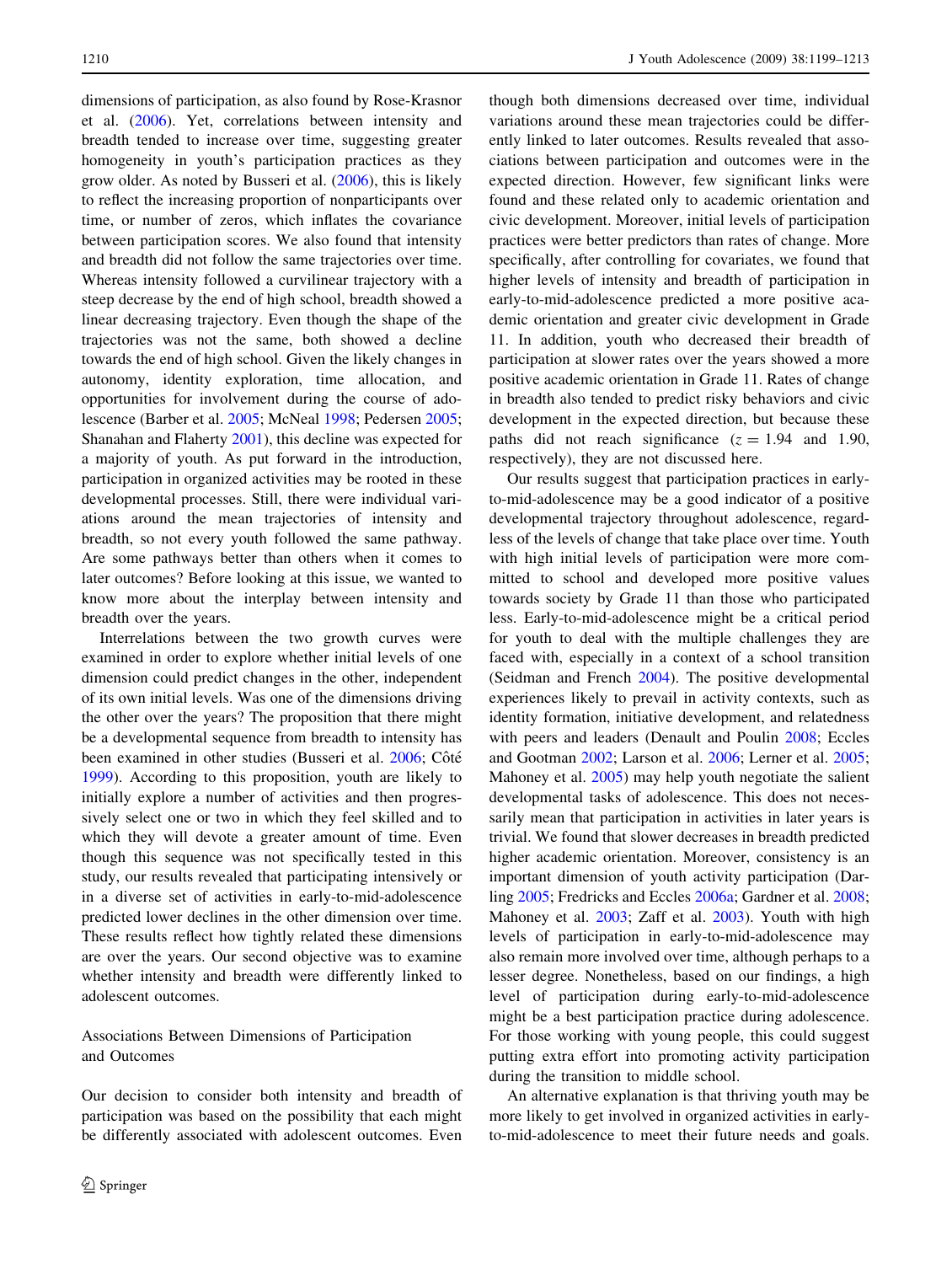dimensions of participation, as also found by Rose-Krasnor et al. (2006). Yet, correlations between intensity and breadth tended to increase over time, suggesting greater homogeneity in youth's participation practices as they grow older. As noted by Busseri et al. (2006), this is likely to reflect the increasing proportion of nonparticipants over time, or number of zeros, which inflates the covariance between participation scores. We also found that intensity and breadth did not follow the same trajectories over time. Whereas intensity followed a curvilinear trajectory with a steep decrease by the end of high school, breadth showed a linear decreasing trajectory. Even though the shape of the trajectories was not the same, both showed a decline towards the end of high school. Given the likely changes in autonomy, identity exploration, time allocation, and opportunities for involvement during the course of adolescence (Barber et al. 2005; McNeal 1998; Pedersen 2005; Shanahan and Flaherty 2001), this decline was expected for a majority of youth. As put forward in the introduction, participation in organized activities may be rooted in these developmental processes. Still, there were individual variations around the mean trajectories of intensity and breadth, so not every youth followed the same pathway. Are some pathways better than others when it comes to later outcomes? Before looking at this issue, we wanted to know more about the interplay between intensity and breadth over the years.

Interrelations between the two growth curves were examined in order to explore whether initial levels of one dimension could predict changes in the other, independent of its own initial levels. Was one of the dimensions driving the other over the years? The proposition that there might be a developmental sequence from breadth to intensity has been examined in other studies (Busseri et al. 2006; Côté 1999). According to this proposition, youth are likely to initially explore a number of activities and then progressively select one or two in which they feel skilled and to which they will devote a greater amount of time. Even though this sequence was not specifically tested in this study, our results revealed that participating intensively or in a diverse set of activities in early-to-mid-adolescence predicted lower declines in the other dimension over time. These results reflect how tightly related these dimensions are over the years. Our second objective was to examine whether intensity and breadth were differently linked to adolescent outcomes.

### Associations Between Dimensions of Participation and Outcomes

Our decision to consider both intensity and breadth of participation was based on the possibility that each might be differently associated with adolescent outcomes. Even though both dimensions decreased over time, individual variations around these mean trajectories could be differently linked to later outcomes. Results revealed that associations between participation and outcomes were in the expected direction. However, few significant links were found and these related only to academic orientation and civic development. Moreover, initial levels of participation practices were better predictors than rates of change. More specifically, after controlling for covariates, we found that higher levels of intensity and breadth of participation in early-to-mid-adolescence predicted a more positive academic orientation and greater civic development in Grade 11. In addition, youth who decreased their breadth of participation at slower rates over the years showed a more positive academic orientation in Grade 11. Rates of change in breadth also tended to predict risky behaviors and civic development in the expected direction, but because these paths did not reach significance ($z = 1.94$ and $1.90$, respectively), they are not discussed here.

Our results suggest that participation practices in early-to-mid-adolescence may be a good indicator of a positive developmental trajectory throughout adolescence, regardless of the levels of change that take place over time. Youth with high initial levels of participation were more committed to school and developed more positive values towards society by Grade 11 than those who participated less. Early-to-mid-adolescence might be a critical period for youth to deal with the multiple challenges they are faced with, especially in a context of a school transition (Seidman and French 2004). The positive developmental experiences likely to prevail in activity contexts, such as identity formation, initiative development, and relatedness with peers and leaders (Denault and Poulin 2008; Eccles and Gootman 2002; Larson et al. 2006; Lerner et al. 2005; Mahoney et al. 2005) may help youth negotiate the salient developmental tasks of adolescence. This does not necessarily mean that participation in activities in later years is trivial. We found that slower decreases in breadth predicted higher academic orientation. Moreover, consistency is an important dimension of youth activity participation (Darling 2005; Fredricks and Eccles 2006a; Gardner et al. 2008; Mahoney et al. 2003; Zaff et al. 2003). Youth with high levels of participation in early-to-mid-adolescence may also remain more involved over time, although perhaps to a lesser degree. Nonetheless, based on our findings, a high level of participation during early-to-mid-adolescence might be a best participation practice during adolescence. For those working with young people, this could suggest putting extra effort into promoting activity participation during the transition to middle school.

An alternative explanation is that thriving youth may be more likely to get involved in organized activities in early-to-mid-adolescence to meet their future needs and goals.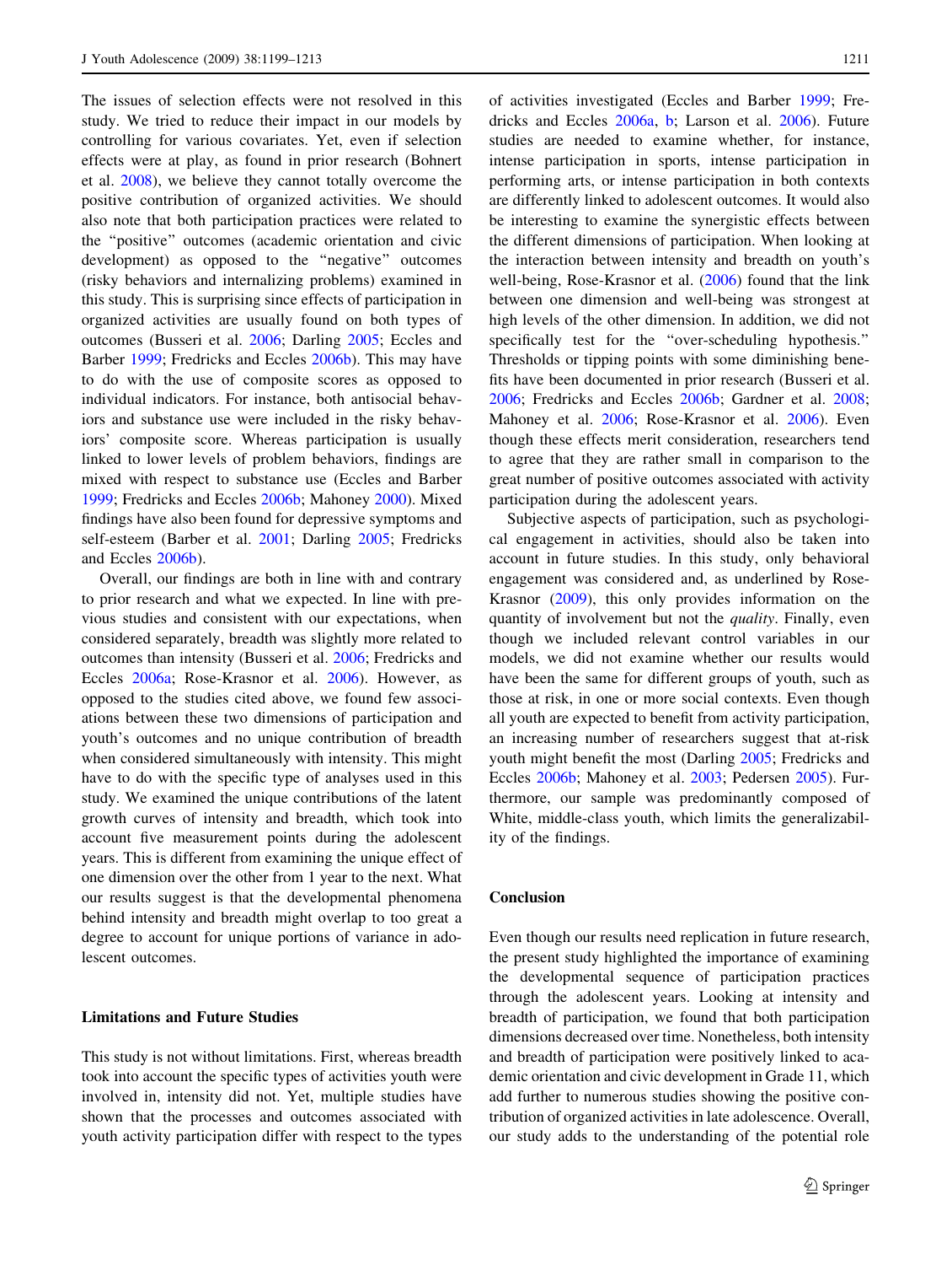The issues of selection effects were not resolved in this study. We tried to reduce their impact in our models by controlling for various covariates. Yet, even if selection effects were at play, as found in prior research (Bohnert et al. 2008), we believe they cannot totally overcome the positive contribution of organized activities. We should also note that both participation practices were related to the "positive" outcomes (academic orientation and civic development) as opposed to the "negative" outcomes (risky behaviors and internalizing problems) examined in this study. This is surprising since effects of participation in organized activities are usually found on both types of outcomes (Busseri et al. 2006; Darling 2005; Eccles and Barber 1999; Fredricks and Eccles 2006b). This may have to do with the use of composite scores as opposed to individual indicators. For instance, both antisocial behaviors and substance use were included in the risky behaviors' composite score. Whereas participation is usually linked to lower levels of problem behaviors, findings are mixed with respect to substance use (Eccles and Barber 1999; Fredricks and Eccles 2006b; Mahoney 2000). Mixed findings have also been found for depressive symptoms and self-esteem (Barber et al. 2001; Darling 2005; Fredricks and Eccles 2006b).

Overall, our findings are both in line with and contrary to prior research and what we expected. In line with previous studies and consistent with our expectations, when considered separately, breadth was slightly more related to outcomes than intensity (Busseri et al. 2006; Fredricks and Eccles 2006a; Rose-Krasnor et al. 2006). However, as opposed to the studies cited above, we found few associations between these two dimensions of participation and youth's outcomes and no unique contribution of breadth when considered simultaneously with intensity. This might have to do with the specific type of analyses used in this study. We examined the unique contributions of the latent growth curves of intensity and breadth, which took into account five measurement points during the adolescent years. This is different from examining the unique effect of one dimension over the other from 1 year to the next. What our results suggest is that the developmental phenomena behind intensity and breadth might overlap to too great a degree to account for unique portions of variance in adolescent outcomes.

### Limitations and Future Studies

This study is not without limitations. First, whereas breadth took into account the specific types of activities youth were involved in, intensity did not. Yet, multiple studies have shown that the processes and outcomes associated with youth activity participation differ with respect to the types of activities investigated (Eccles and Barber 1999; Fredricks and Eccles 2006a, b; Larson et al. 2006). Future studies are needed to examine whether, for instance, intense participation in sports, intense participation in performing arts, or intense participation in both contexts are differently linked to adolescent outcomes. It would also be interesting to examine the synergistic effects between the different dimensions of participation. When looking at the interaction between intensity and breadth on youth's well-being, Rose-Krasnor et al. (2006) found that the link between one dimension and well-being was strongest at high levels of the other dimension. In addition, we did not specifically test for the "over-scheduling hypothesis." Thresholds or tipping points with some diminishing benefits have been documented in prior research (Busseri et al. 2006; Fredricks and Eccles 2006b; Gardner et al. 2008; Mahoney et al. 2006; Rose-Krasnor et al. 2006). Even though these effects merit consideration, researchers tend to agree that they are rather small in comparison to the great number of positive outcomes associated with activity participation during the adolescent years.

Subjective aspects of participation, such as psychological engagement in activities, should also be taken into account in future studies. In this study, only behavioral engagement was considered and, as underlined by Rose-Krasnor (2009), this only provides information on the quantity of involvement but not the *quality*. Finally, even though we included relevant control variables in our models, we did not examine whether our results would have been the same for different groups of youth, such as those at risk, in one or more social contexts. Even though all youth are expected to benefit from activity participation, an increasing number of researchers suggest that at-risk youth might benefit the most (Darling 2005; Fredricks and Eccles 2006b; Mahoney et al. 2003; Pedersen 2005). Furthermore, our sample was predominantly composed of White, middle-class youth, which limits the generalizability of the findings.

## Conclusion

Even though our results need replication in future research, the present study highlighted the importance of examining the developmental sequence of participation practices through the adolescent years. Looking at intensity and breadth of participation, we found that both participation dimensions decreased over time. Nonetheless, both intensity and breadth of participation were positively linked to academic orientation and civic development in Grade 11, which add further to numerous studies showing the positive contribution of organized activities in late adolescence. Overall, our study adds to the understanding of the potential role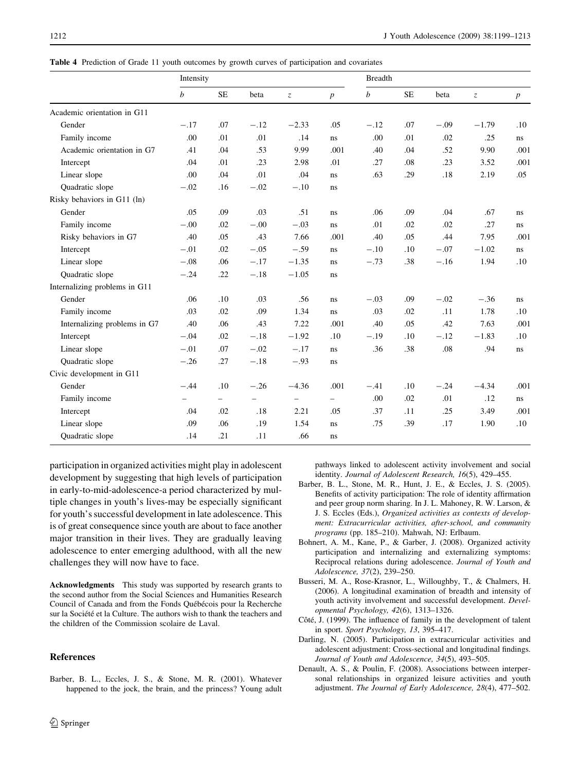**Table 4** Prediction of Grade 11 youth outcomes by growth curves of participation and covariates

| | Intensity | | | | | Breadth | | | | |
|---|---|---|---|---|---|---|---|---|---|---|
| | *b* | SE | beta | *z* | *p* | *b* | SE | beta | *z* | *p* |
| Academic orientation in G11 | | | | | | | | | | |
| Gender | −.17 | .07 | −.12 | −2.33 | .05 | −.12 | .07 | −.09 | −1.79 | .10 |
| Family income | .00 | .01 | .01 | .14 | ns | .00 | .01 | .02 | .25 | ns |
| Academic orientation in G7 | .41 | .04 | .53 | 9.99 | .001 | .40 | .04 | .52 | 9.90 | .001 |
| Intercept | .04 | .01 | .23 | 2.98 | .01 | .27 | .08 | .23 | 3.52 | .001 |
| Linear slope | .00 | .04 | .01 | .04 | ns | .63 | .29 | .18 | 2.19 | .05 |
| Quadratic slope | −.02 | .16 | −.02 | −.10 | ns | | | | | |
| Risky behaviors in G11 (ln) | | | | | | | | | | |
| Gender | .05 | .09 | .03 | .51 | ns | .06 | .09 | .04 | .67 | ns |
| Family income | −.00 | .02 | −.00 | −.03 | ns | .01 | .02 | .02 | .27 | ns |
| Risky behaviors in G7 | .40 | .05 | .43 | 7.66 | .001 | .40 | .05 | .44 | 7.95 | .001 |
| Intercept | −.01 | .02 | −.05 | −.59 | ns | −.10 | .10 | −.07 | −1.02 | ns |
| Linear slope | −.08 | .06 | −.17 | −1.35 | ns | −.73 | .38 | −.16 | 1.94 | .10 |
| Quadratic slope | −.24 | .22 | −.18 | −1.05 | ns | | | | | |
| Internalizing problems in G11 | | | | | | | | | | |
| Gender | .06 | .10 | .03 | .56 | ns | −.03 | .09 | −.02 | −.36 | ns |
| Family income | .03 | .02 | .09 | 1.34 | ns | .03 | .02 | .11 | 1.78 | .10 |
| Internalizing problems in G7 | .40 | .06 | .43 | 7.22 | .001 | .40 | .05 | .42 | 7.63 | .001 |
| Intercept | −.04 | .02 | −.18 | −1.92 | .10 | −.19 | .10 | −.12 | −1.83 | .10 |
| Linear slope | −.01 | .07 | −.02 | −.17 | ns | .36 | .38 | .08 | .94 | ns |
| Quadratic slope | −.26 | .27 | −.18 | −.93 | ns | | | | | |
| Civic development in G11 | | | | | | | | | | |
| Gender | −.44 | .10 | −.26 | −4.36 | .001 | −.41 | .10 | −.24 | −4.34 | .001 |
| Family income | – | – | – | – | – | .00 | .02 | .01 | .12 | ns |
| Intercept | .04 | .02 | .18 | 2.21 | .05 | .37 | .11 | .25 | 3.49 | .001 |
| Linear slope | .09 | .06 | .19 | 1.54 | ns | .75 | .39 | .17 | 1.90 | .10 |
| Quadratic slope | .14 | .21 | .11 | .66 | ns | | | | | |

participation in organized activities might play in adolescent development by suggesting that high levels of participation in early-to-mid-adolescence-a period characterized by multiple changes in youth's lives-may be especially significant for youth's successful development in late adolescence. This is of great consequence since youth are about to face another major transition in their lives. They are gradually leaving adolescence to enter emerging adulthood, with all the new challenges they will now have to face.

**Acknowledgments** This study was supported by research grants to the second author from the Social Sciences and Humanities Research Council of Canada and from the Fonds Québécois pour la Recherche sur la Société et la Culture. The authors wish to thank the teachers and the children of the Commission scolaire de Laval.

## References

Barber, B. L., Eccles, J. S., & Stone, M. R. (2001). Whatever happened to the jock, the brain, and the princess? Young adult pathways linked to adolescent activity involvement and social identity. *Journal of Adolescent Research, 16*(5), 429–455.

Barber, B. L., Stone, M. R., Hunt, J. E., & Eccles, J. S. (2005). Benefits of activity participation: The role of identity affirmation and peer group norm sharing. In J. L. Mahoney, R. W. Larson, & J. S. Eccles (Eds.), *Organized activities as contexts of development: Extracurricular activities, after-school, and community programs* (pp. 185–210). Mahwah, NJ: Erlbaum.

Bohnert, A. M., Kane, P., & Garber, J. (2008). Organized activity participation and internalizing and externalizing symptoms: Reciprocal relations during adolescence. *Journal of Youth and Adolescence, 37*(2), 239–250.

Busseri, M. A., Rose-Krasnor, L., Willoughby, T., & Chalmers, H. (2006). A longitudinal examination of breadth and intensity of youth activity involvement and successful development. *Developmental Psychology, 42*(6), 1313–1326.

Côté, J. (1999). The influence of family in the development of talent in sport. *Sport Psychology, 13*, 395–417.

Darling, N. (2005). Participation in extracurricular activities and adolescent adjustment: Cross-sectional and longitudinal findings. *Journal of Youth and Adolescence, 34*(5), 493–505.

Denault, A. S., & Poulin, F. (2008). Associations between interpersonal relationships in organized leisure activities and youth adjustment. *The Journal of Early Adolescence, 28*(4), 477–502.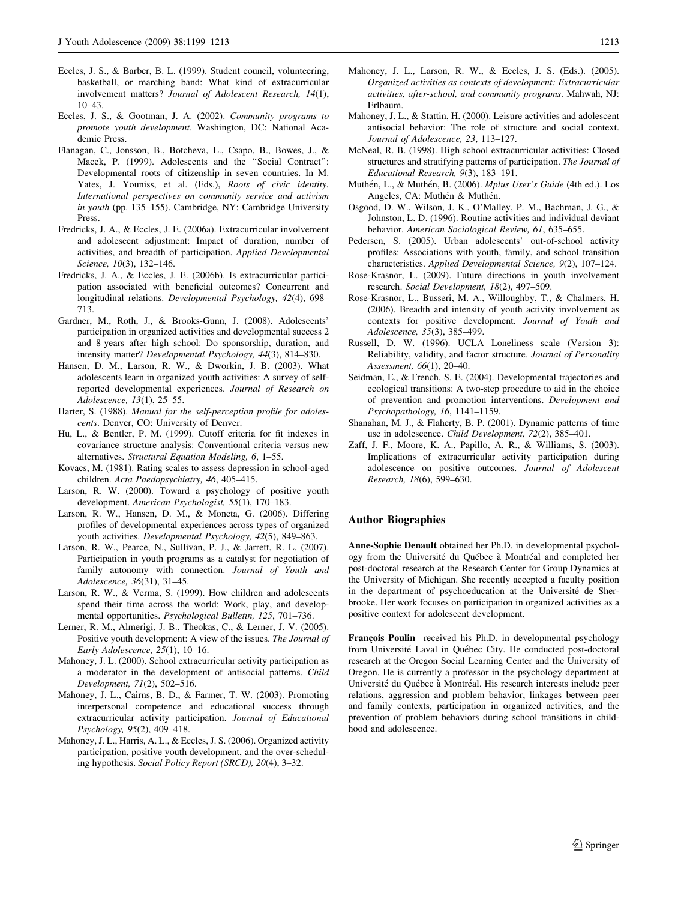Eccles, J. S., & Barber, B. L. (1999). Student council, volunteering, basketball, or marching band: What kind of extracurricular involvement matters? *Journal of Adolescent Research, 14*(1), 10–43.

Eccles, J. S., & Gootman, J. A. (2002). *Community programs to promote youth development*. Washington, DC: National Academic Press.

Flanagan, C., Jonsson, B., Botcheva, L., Csapo, B., Bowes, J., & Macek, P. (1999). Adolescents and the "Social Contract": Developmental roots of citizenship in seven countries. In M. Yates, J. Youniss, et al. (Eds.), *Roots of civic identity. International perspectives on community service and activism in youth* (pp. 135–155). Cambridge, NY: Cambridge University Press.

Fredricks, J. A., & Eccles, J. E. (2006a). Extracurricular involvement and adolescent adjustment: Impact of duration, number of activities, and breadth of participation. *Applied Developmental Science, 10*(3), 132–146.

Fredricks, J. A., & Eccles, J. E. (2006b). Is extracurricular participation associated with beneficial outcomes? Concurrent and longitudinal relations. *Developmental Psychology, 42*(4), 698–713.

Gardner, M., Roth, J., & Brooks-Gunn, J. (2008). Adolescents' participation in organized activities and developmental success 2 and 8 years after high school: Do sponsorship, duration, and intensity matter? *Developmental Psychology, 44*(3), 814–830.

Hansen, D. M., Larson, R. W., & Dworkin, J. B. (2003). What adolescents learn in organized youth activities: A survey of self-reported developmental experiences. *Journal of Research on Adolescence, 13*(1), 25–55.

Harter, S. (1988). *Manual for the self-perception profile for adolescents*. Denver, CO: University of Denver.

Hu, L., & Bentler, P. M. (1999). Cutoff criteria for fit indexes in covariance structure analysis: Conventional criteria versus new alternatives. *Structural Equation Modeling, 6*, 1–55.

Kovacs, M. (1981). Rating scales to assess depression in school-aged children. *Acta Paedopsychiatry, 46*, 405–415.

Larson, R. W. (2000). Toward a psychology of positive youth development. *American Psychologist, 55*(1), 170–183.

Larson, R. W., Hansen, D. M., & Moneta, G. (2006). Differing profiles of developmental experiences across types of organized youth activities. *Developmental Psychology, 42*(5), 849–863.

Larson, R. W., Pearce, N., Sullivan, P. J., & Jarrett, R. L. (2007). Participation in youth programs as a catalyst for negotiation of family autonomy with connection. *Journal of Youth and Adolescence, 36*(31), 31–45.

Larson, R. W., & Verma, S. (1999). How children and adolescents spend their time across the world: Work, play, and developmental opportunities. *Psychological Bulletin, 125*, 701–736.

Lerner, R. M., Almerigi, J. B., Theokas, C., & Lerner, J. V. (2005). Positive youth development: A view of the issues. *The Journal of Early Adolescence, 25*(1), 10–16.

Mahoney, J. L. (2000). School extracurricular activity participation as a moderator in the development of antisocial patterns. *Child Development, 71*(2), 502–516.

Mahoney, J. L., Cairns, B. D., & Farmer, T. W. (2003). Promoting interpersonal competence and educational success through extracurricular activity participation. *Journal of Educational Psychology, 95*(2), 409–418.

Mahoney, J. L., Harris, A. L., & Eccles, J. S. (2006). Organized activity participation, positive youth development, and the over-scheduling hypothesis. *Social Policy Report (SRCD), 20*(4), 3–32.

Mahoney, J. L., Larson, R. W., & Eccles, J. S. (Eds.). (2005). *Organized activities as contexts of development: Extracurricular activities, after-school, and community programs*. Mahwah, NJ: Erlbaum.

Mahoney, J. L., & Stattin, H. (2000). Leisure activities and adolescent antisocial behavior: The role of structure and social context. *Journal of Adolescence, 23*, 113–127.

McNeal, R. B. (1998). High school extracurricular activities: Closed structures and stratifying patterns of participation. *The Journal of Educational Research, 9*(3), 183–191.

Muthén, L., & Muthén, B. (2006). *Mplus User's Guide* (4th ed.). Los Angeles, CA: Muthén & Muthén.

Osgood, D. W., Wilson, J. K., O'Malley, P. M., Bachman, J. G., & Johnston, L. D. (1996). Routine activities and individual deviant behavior. *American Sociological Review, 61*, 635–655.

Pedersen, S. (2005). Urban adolescents' out-of-school activity profiles: Associations with youth, family, and school transition characteristics. *Applied Developmental Science, 9*(2), 107–124.

Rose-Krasnor, L. (2009). Future directions in youth involvement research. *Social Development, 18*(2), 497–509.

Rose-Krasnor, L., Busseri, M. A., Willoughby, T., & Chalmers, H. (2006). Breadth and intensity of youth activity involvement as contexts for positive development. *Journal of Youth and Adolescence, 35*(3), 385–499.

Russell, D. W. (1996). UCLA Loneliness scale (Version 3): Reliability, validity, and factor structure. *Journal of Personality Assessment, 66*(1), 20–40.

Seidman, E., & French, S. E. (2004). Developmental trajectories and ecological transitions: A two-step procedure to aid in the choice of prevention and promotion interventions. *Development and Psychopathology, 16*, 1141–1159.

Shanahan, M. J., & Flaherty, B. P. (2001). Dynamic patterns of time use in adolescence. *Child Development, 72*(2), 385–401.

Zaff, J. F., Moore, K. A., Papillo, A. R., & Williams, S. (2003). Implications of extracurricular activity participation during adolescence on positive outcomes. *Journal of Adolescent Research, 18*(6), 599–630.

## Author Biographies

**Anne-Sophie Denault** obtained her Ph.D. in developmental psychology from the Université du Québec à Montréal and completed her post-doctoral research at the Research Center for Group Dynamics at the University of Michigan. She recently accepted a faculty position in the department of psychoeducation at the Université de Sherbrooke. Her work focuses on participation in organized activities as a positive context for adolescent development.

**François Poulin** received his Ph.D. in developmental psychology from Université Laval in Québec City. He conducted post-doctoral research at the Oregon Social Learning Center and the University of Oregon. He is currently a professor in the psychology department at Université du Québec à Montréal. His research interests include peer relations, aggression and problem behavior, linkages between peer and family contexts, participation in organized activities, and the prevention of problem behaviors during school transitions in childhood and adolescence.